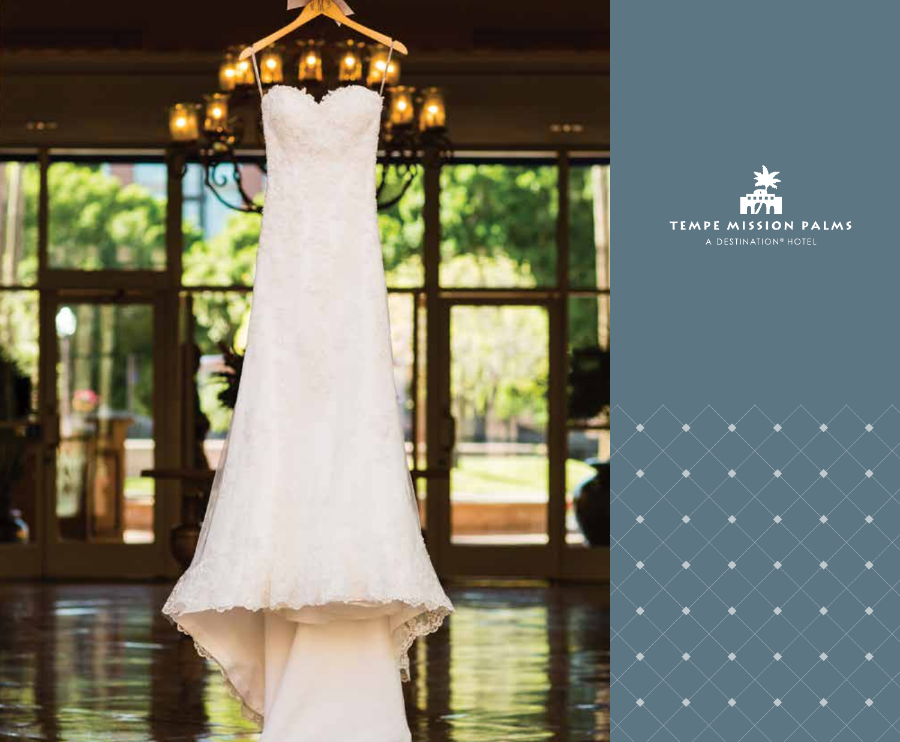TEMPE MISSION PALMS

A DESTINATION® HOTEL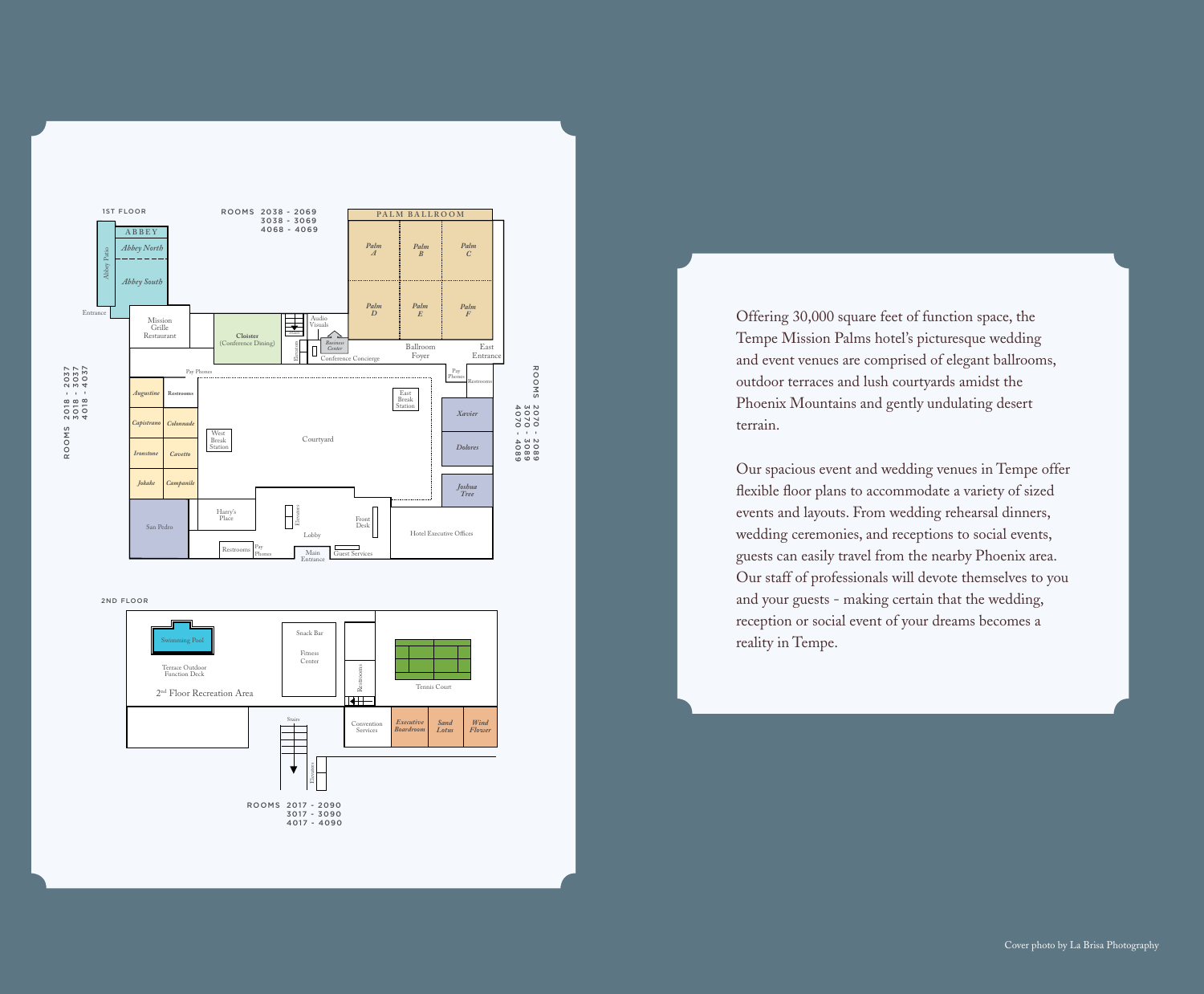1ST FLOOR

ROOMS 2038 - 2069
3038 - 3069
4068 - 4069

PALM BALLROOM

Palm A | Palm B | Palm C | Palm D | Palm E | Palm F

ABBEY

Abbey North

Abbey South

Abbey Patio

Entrance

Mission Grille Restaurant

Cloister (Conference Dining)

Audio Visuals

Business Center

Conference Concierge

Ballroom Foyer

East Entrance

Pay Phones

Restrooms

ROOMS 2018 - 2037
3018 - 3037
4018 - 4037

Augustine

Capistrano

Colonnade

Ironstone

Cavetto

Jokake

Campanile

West Break Station

Courtyard

East Break Station

Xavier

Dolores

Joshua Tree

ROOMS 2070 - 2089
3070 - 3089
4070 - 4089

San Pedro

Harry's Place

Elevators

Lobby

Front Desk

Hotel Executive Offices

Main Entrance

Guest Services

2ND FLOOR

Swimming Pool

Terrace Outdoor Function Deck

2nd Floor Recreation Area

Snack Bar

Fitness Center

Tennis Court

Stairs

Convention Services

Executive Boardroom

Sand Lotus

Wind Flower

ROOMS 2017 - 2090
3017 - 3090
4017 - 4090

Offering 30,000 square feet of function space, the Tempe Mission Palms hotel's picturesque wedding and event venues are comprised of elegant ballrooms, outdoor terraces and lush courtyards amidst the Phoenix Mountains and gently undulating desert terrain.

Our spacious event and wedding venues in Tempe offer flexible floor plans to accommodate a variety of sized events and layouts. From wedding rehearsal dinners, wedding ceremonies, and receptions to social events, guests can easily travel from the nearby Phoenix area. Our staff of professionals will devote themselves to you and your guests - making certain that the wedding, reception or social event of your dreams becomes a reality in Tempe.

Cover photo by La Brisa Photography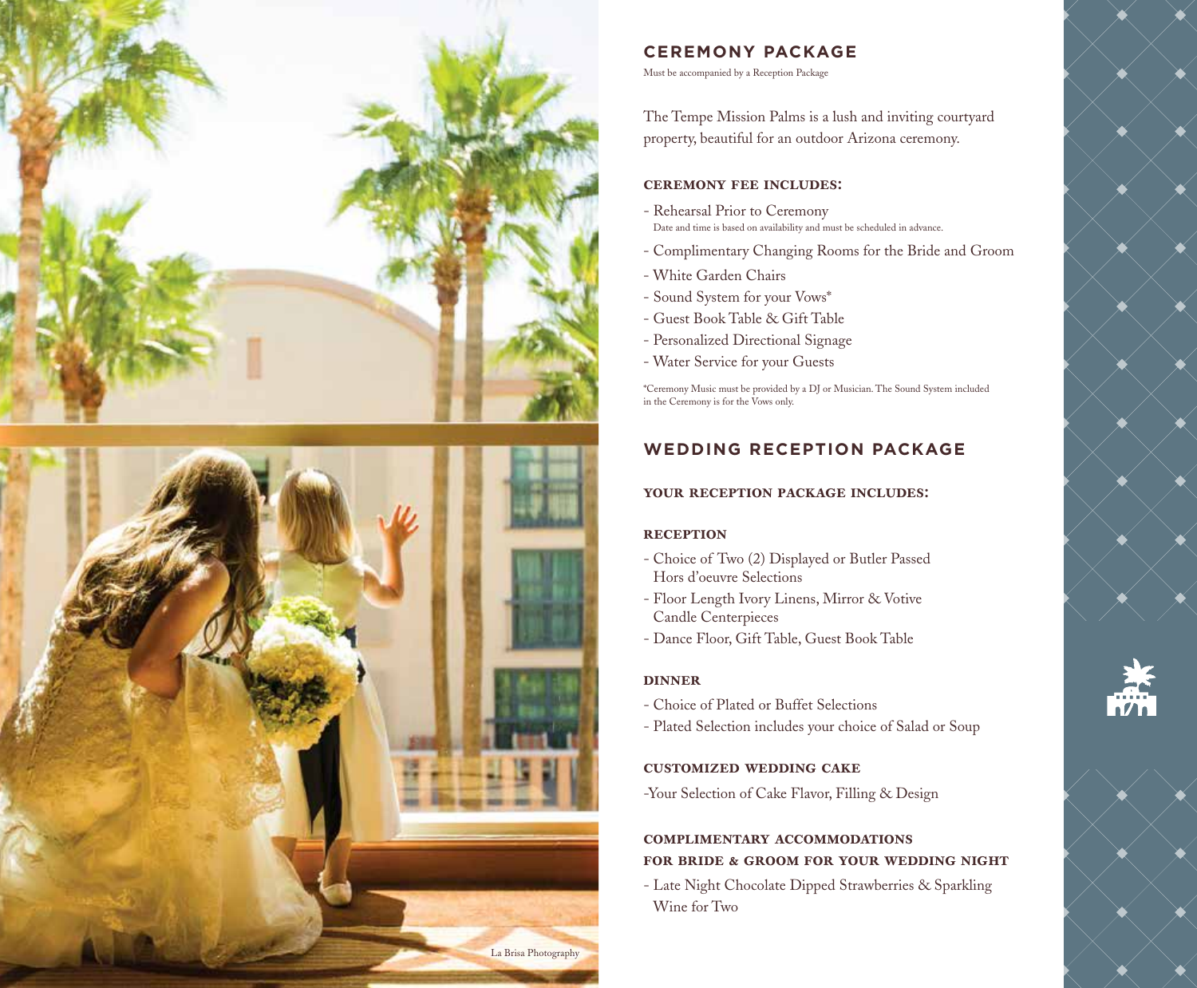La Brisa Photography

## CEREMONY PACKAGE

Must be accompanied by a Reception Package

The Tempe Mission Palms is a lush and inviting courtyard property, beautiful for an outdoor Arizona ceremony.

### CEREMONY FEE INCLUDES:

- Rehearsal Prior to Ceremony
  Date and time is based on availability and must be scheduled in advance.
- Complimentary Changing Rooms for the Bride and Groom
- White Garden Chairs
- Sound System for your Vows*
- Guest Book Table & Gift Table
- Personalized Directional Signage
- Water Service for your Guests

*Ceremony Music must be provided by a DJ or Musician. The Sound System included in the Ceremony is for the Vows only.

## WEDDING RECEPTION PACKAGE

### YOUR RECEPTION PACKAGE INCLUDES:

#### RECEPTION

- Choice of Two (2) Displayed or Butler Passed Hors d'oeuvre Selections
- Floor Length Ivory Linens, Mirror & Votive Candle Centerpieces
- Dance Floor, Gift Table, Guest Book Table

#### DINNER

- Choice of Plated or Buffet Selections
- Plated Selection includes your choice of Salad or Soup

#### CUSTOMIZED WEDDING CAKE

-Your Selection of Cake Flavor, Filling & Design

#### COMPLIMENTARY ACCOMMODATIONS FOR BRIDE & GROOM FOR YOUR WEDDING NIGHT

- Late Night Chocolate Dipped Strawberries & Sparkling Wine for Two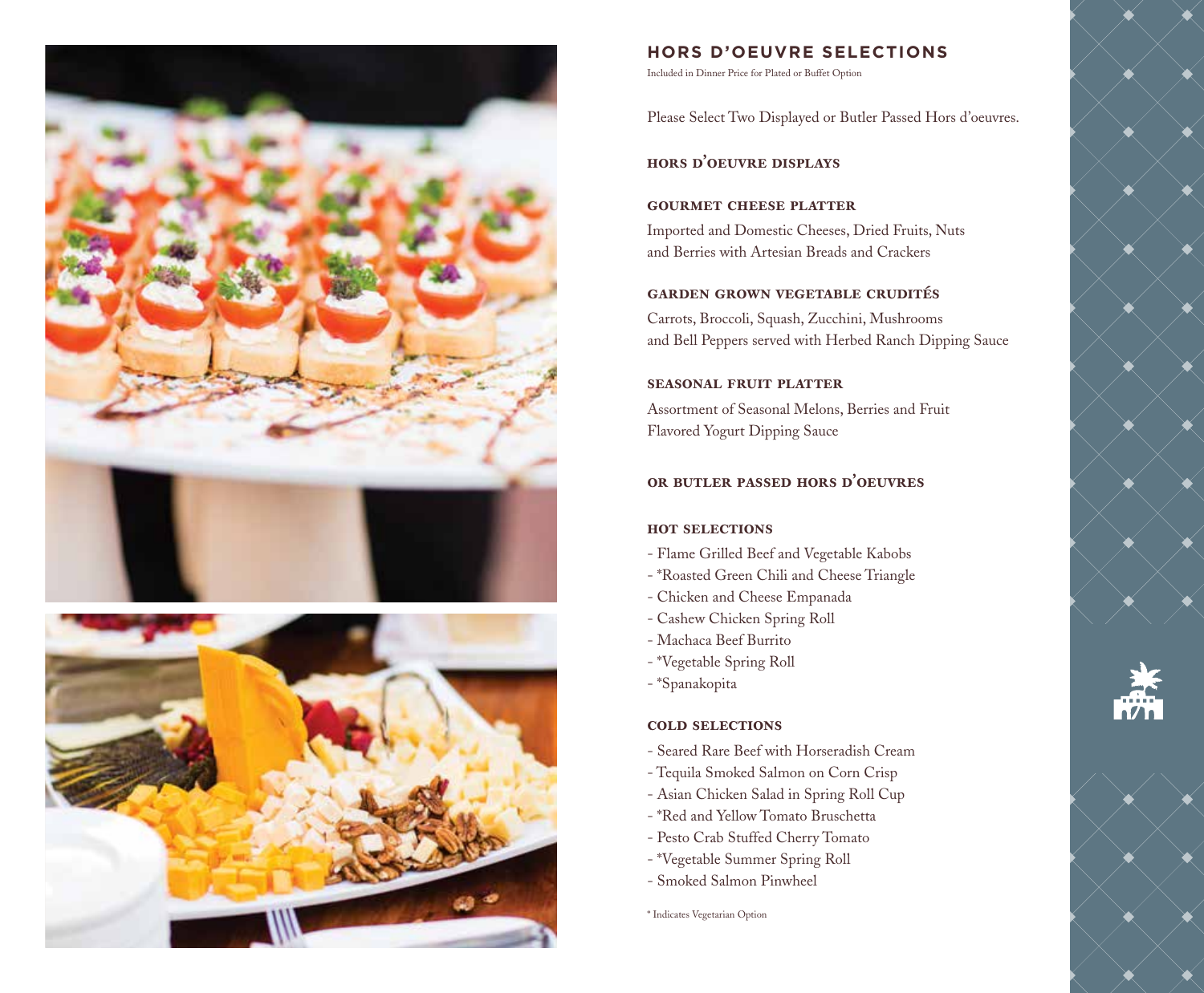## HORS D'OEUVRE SELECTIONS

Included in Dinner Price for Plated or Buffet Option

Please Select Two Displayed or Butler Passed Hors d'oeuvres.

### HORS D'OEUVRE DISPLAYS

**GOURMET CHEESE PLATTER**

Imported and Domestic Cheeses, Dried Fruits, Nuts and Berries with Artesian Breads and Crackers

**GARDEN GROWN VEGETABLE CRUDITÉS**

Carrots, Broccoli, Squash, Zucchini, Mushrooms and Bell Peppers served with Herbed Ranch Dipping Sauce

**SEASONAL FRUIT PLATTER**

Assortment of Seasonal Melons, Berries and Fruit Flavored Yogurt Dipping Sauce

### OR BUTLER PASSED HORS D'OEUVRES

**HOT SELECTIONS**

- Flame Grilled Beef and Vegetable Kabobs
- *Roasted Green Chili and Cheese Triangle
- Chicken and Cheese Empanada
- Cashew Chicken Spring Roll
- Machaca Beef Burrito
- *Vegetable Spring Roll
- *Spanakopita

**COLD SELECTIONS**

- Seared Rare Beef with Horseradish Cream
- Tequila Smoked Salmon on Corn Crisp
- Asian Chicken Salad in Spring Roll Cup
- *Red and Yellow Tomato Bruschetta
- Pesto Crab Stuffed Cherry Tomato
- *Vegetable Summer Spring Roll
- Smoked Salmon Pinwheel

* Indicates Vegetarian Option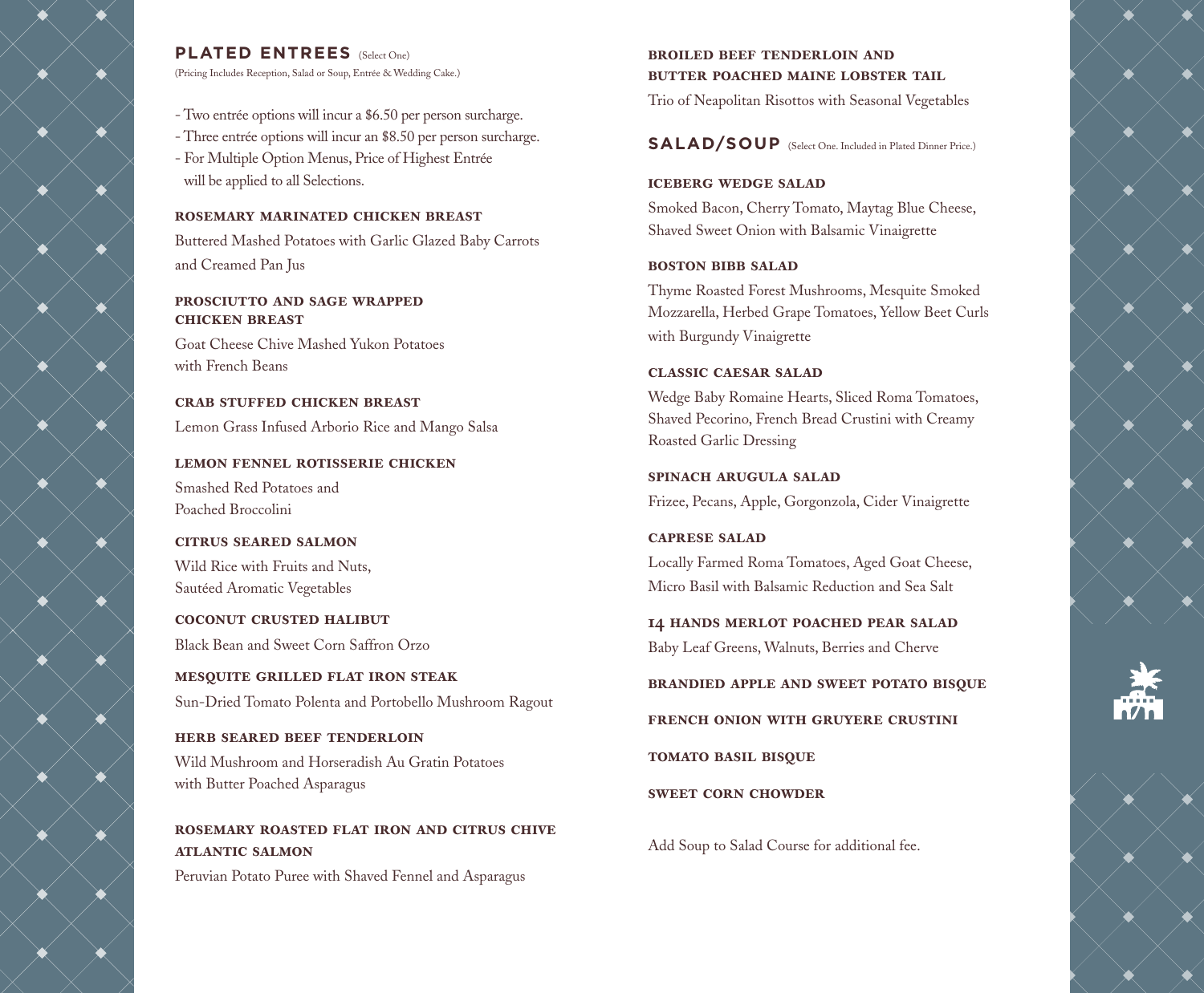## PLATED ENTREES (Select One)

(Pricing Includes Reception, Salad or Soup, Entrée & Wedding Cake.)

- Two entrée options will incur a $6.50 per person surcharge.
- Three entrée options will incur an $8.50 per person surcharge.
- For Multiple Option Menus, Price of Highest Entrée will be applied to all Selections.

**ROSEMARY MARINATED CHICKEN BREAST**

Buttered Mashed Potatoes with Garlic Glazed Baby Carrots and Creamed Pan Jus

**PROSCIUTTO AND SAGE WRAPPED CHICKEN BREAST**

Goat Cheese Chive Mashed Yukon Potatoes with French Beans

**CRAB STUFFED CHICKEN BREAST**

Lemon Grass Infused Arborio Rice and Mango Salsa

**LEMON FENNEL ROTISSERIE CHICKEN**

Smashed Red Potatoes and Poached Broccolini

**CITRUS SEARED SALMON**

Wild Rice with Fruits and Nuts, Sautéed Aromatic Vegetables

**COCONUT CRUSTED HALIBUT**

Black Bean and Sweet Corn Saffron Orzo

**MESQUITE GRILLED FLAT IRON STEAK**

Sun-Dried Tomato Polenta and Portobello Mushroom Ragout

**HERB SEARED BEEF TENDERLOIN**

Wild Mushroom and Horseradish Au Gratin Potatoes with Butter Poached Asparagus

**ROSEMARY ROASTED FLAT IRON AND CITRUS CHIVE ATLANTIC SALMON**

Peruvian Potato Puree with Shaved Fennel and Asparagus

**BROILED BEEF TENDERLOIN AND BUTTER POACHED MAINE LOBSTER TAIL**

Trio of Neapolitan Risottos with Seasonal Vegetables

## SALAD/SOUP (Select One. Included in Plated Dinner Price.)

**ICEBERG WEDGE SALAD**

Smoked Bacon, Cherry Tomato, Maytag Blue Cheese, Shaved Sweet Onion with Balsamic Vinaigrette

**BOSTON BIBB SALAD**

Thyme Roasted Forest Mushrooms, Mesquite Smoked Mozzarella, Herbed Grape Tomatoes, Yellow Beet Curls with Burgundy Vinaigrette

**CLASSIC CAESAR SALAD**

Wedge Baby Romaine Hearts, Sliced Roma Tomatoes, Shaved Pecorino, French Bread Crustini with Creamy Roasted Garlic Dressing

**SPINACH ARUGULA SALAD**

Frizee, Pecans, Apple, Gorgonzola, Cider Vinaigrette

**CAPRESE SALAD**

Locally Farmed Roma Tomatoes, Aged Goat Cheese, Micro Basil with Balsamic Reduction and Sea Salt

**14 HANDS MERLOT POACHED PEAR SALAD**

Baby Leaf Greens, Walnuts, Berries and Cherve

**BRANDIED APPLE AND SWEET POTATO BISQUE**

**FRENCH ONION WITH GRUYERE CRUSTINI**

**TOMATO BASIL BISQUE**

**SWEET CORN CHOWDER**

Add Soup to Salad Course for additional fee.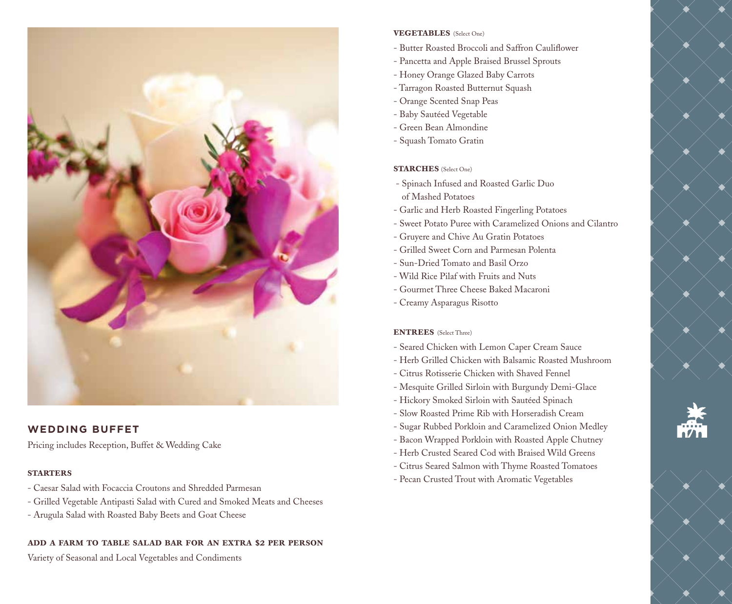## WEDDING BUFFET

Pricing includes Reception, Buffet & Wedding Cake

### STARTERS

- Caesar Salad with Focaccia Croutons and Shredded Parmesan
- Grilled Vegetable Antipasti Salad with Cured and Smoked Meats and Cheeses
- Arugula Salad with Roasted Baby Beets and Goat Cheese

### ADD A FARM TO TABLE SALAD BAR FOR AN EXTRA $2 PER PERSON

Variety of Seasonal and Local Vegetables and Condiments

### VEGETABLES (Select One)

- Butter Roasted Broccoli and Saffron Cauliflower
- Pancetta and Apple Braised Brussel Sprouts
- Honey Orange Glazed Baby Carrots
- Tarragon Roasted Butternut Squash
- Orange Scented Snap Peas
- Baby Sautéed Vegetable
- Green Bean Almondine
- Squash Tomato Gratin

### STARCHES (Select One)

- Spinach Infused and Roasted Garlic Duo of Mashed Potatoes
- Garlic and Herb Roasted Fingerling Potatoes
- Sweet Potato Puree with Caramelized Onions and Cilantro
- Gruyere and Chive Au Gratin Potatoes
- Grilled Sweet Corn and Parmesan Polenta
- Sun-Dried Tomato and Basil Orzo
- Wild Rice Pilaf with Fruits and Nuts
- Gourmet Three Cheese Baked Macaroni
- Creamy Asparagus Risotto

### ENTREES (Select Three)

- Seared Chicken with Lemon Caper Cream Sauce
- Herb Grilled Chicken with Balsamic Roasted Mushroom
- Citrus Rotisserie Chicken with Shaved Fennel
- Mesquite Grilled Sirloin with Burgundy Demi-Glace
- Hickory Smoked Sirloin with Sautéed Spinach
- Slow Roasted Prime Rib with Horseradish Cream
- Sugar Rubbed Porkloin and Caramelized Onion Medley
- Bacon Wrapped Porkloin with Roasted Apple Chutney
- Herb Crusted Seared Cod with Braised Wild Greens
- Citrus Seared Salmon with Thyme Roasted Tomatoes
- Pecan Crusted Trout with Aromatic Vegetables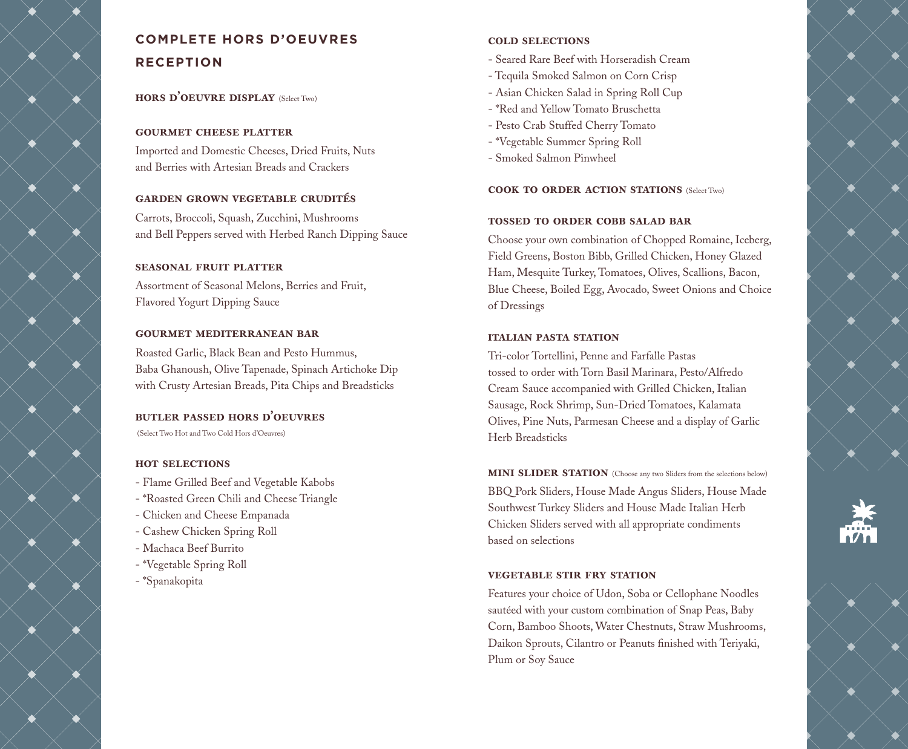# COMPLETE HORS D'OEUVRES RECEPTION

## HORS D'OEUVRE DISPLAY (Select Two)

### GOURMET CHEESE PLATTER

Imported and Domestic Cheeses, Dried Fruits, Nuts and Berries with Artesian Breads and Crackers

### GARDEN GROWN VEGETABLE CRUDITÉS

Carrots, Broccoli, Squash, Zucchini, Mushrooms and Bell Peppers served with Herbed Ranch Dipping Sauce

### SEASONAL FRUIT PLATTER

Assortment of Seasonal Melons, Berries and Fruit, Flavored Yogurt Dipping Sauce

### GOURMET MEDITERRANEAN BAR

Roasted Garlic, Black Bean and Pesto Hummus, Baba Ghanoush, Olive Tapenade, Spinach Artichoke Dip with Crusty Artesian Breads, Pita Chips and Breadsticks

## BUTLER PASSED HORS D'OEUVRES

(Select Two Hot and Two Cold Hors d'Oeuvres)

### HOT SELECTIONS

- Flame Grilled Beef and Vegetable Kabobs
- *Roasted Green Chili and Cheese Triangle
- Chicken and Cheese Empanada
- Cashew Chicken Spring Roll
- Machaca Beef Burrito
- *Vegetable Spring Roll
- *Spanakopita

### COLD SELECTIONS

- Seared Rare Beef with Horseradish Cream
- Tequila Smoked Salmon on Corn Crisp
- Asian Chicken Salad in Spring Roll Cup
- *Red and Yellow Tomato Bruschetta
- Pesto Crab Stuffed Cherry Tomato
- *Vegetable Summer Spring Roll
- Smoked Salmon Pinwheel

## COOK TO ORDER ACTION STATIONS (Select Two)

### TOSSED TO ORDER COBB SALAD BAR

Choose your own combination of Chopped Romaine, Iceberg, Field Greens, Boston Bibb, Grilled Chicken, Honey Glazed Ham, Mesquite Turkey, Tomatoes, Olives, Scallions, Bacon, Blue Cheese, Boiled Egg, Avocado, Sweet Onions and Choice of Dressings

### ITALIAN PASTA STATION

Tri-color Tortellini, Penne and Farfalle Pastas tossed to order with Torn Basil Marinara, Pesto/Alfredo Cream Sauce accompanied with Grilled Chicken, Italian Sausage, Rock Shrimp, Sun-Dried Tomatoes, Kalamata Olives, Pine Nuts, Parmesan Cheese and a display of Garlic Herb Breadsticks

### MINI SLIDER STATION (Choose any two Sliders from the selections below)

BBQ Pork Sliders, House Made Angus Sliders, House Made Southwest Turkey Sliders and House Made Italian Herb Chicken Sliders served with all appropriate condiments based on selections

### VEGETABLE STIR FRY STATION

Features your choice of Udon, Soba or Cellophane Noodles sautéed with your custom combination of Snap Peas, Baby Corn, Bamboo Shoots, Water Chestnuts, Straw Mushrooms, Daikon Sprouts, Cilantro or Peanuts finished with Teriyaki, Plum or Soy Sauce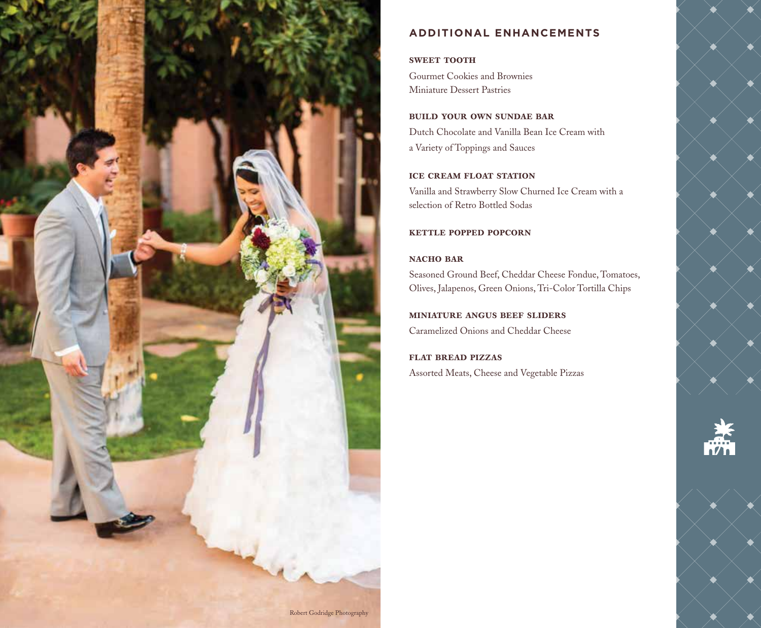## ADDITIONAL ENHANCEMENTS

**SWEET TOOTH**

Gourmet Cookies and Brownies
Miniature Dessert Pastries

**BUILD YOUR OWN SUNDAE BAR**

Dutch Chocolate and Vanilla Bean Ice Cream with a Variety of Toppings and Sauces

**ICE CREAM FLOAT STATION**

Vanilla and Strawberry Slow Churned Ice Cream with a selection of Retro Bottled Sodas

**KETTLE POPPED POPCORN**

**NACHO BAR**

Seasoned Ground Beef, Cheddar Cheese Fondue, Tomatoes, Olives, Jalapenos, Green Onions, Tri-Color Tortilla Chips

**MINIATURE ANGUS BEEF SLIDERS**

Caramelized Onions and Cheddar Cheese

**FLAT BREAD PIZZAS**

Assorted Meats, Cheese and Vegetable Pizzas

Robert Godridge Photography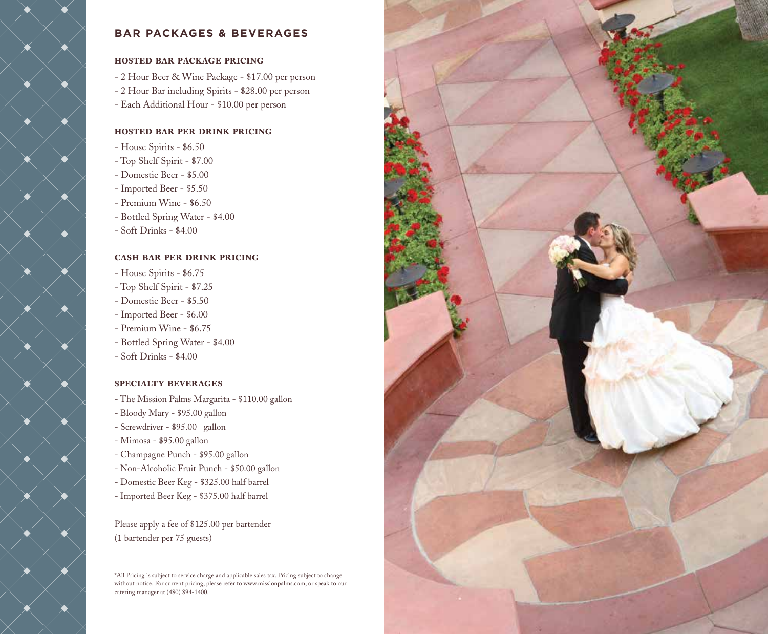## BAR PACKAGES & BEVERAGES

### HOSTED BAR PACKAGE PRICING

- 2 Hour Beer & Wine Package - $17.00 per person
- 2 Hour Bar including Spirits - $28.00 per person
- Each Additional Hour - $10.00 per person

### HOSTED BAR PER DRINK PRICING

- House Spirits - $6.50
- Top Shelf Spirit - $7.00
- Domestic Beer - $5.00
- Imported Beer - $5.50
- Premium Wine - $6.50
- Bottled Spring Water - $4.00
- Soft Drinks - $4.00

### CASH BAR PER DRINK PRICING

- House Spirits - $6.75
- Top Shelf Spirit - $7.25
- Domestic Beer - $5.50
- Imported Beer - $6.00
- Premium Wine - $6.75
- Bottled Spring Water - $4.00
- Soft Drinks - $4.00

### SPECIALTY BEVERAGES

- The Mission Palms Margarita - $110.00 gallon
- Bloody Mary - $95.00 gallon
- Screwdriver - $95.00 gallon
- Mimosa - $95.00 gallon
- Champagne Punch - $95.00 gallon
- Non-Alcoholic Fruit Punch - $50.00 gallon
- Domestic Beer Keg - $325.00 half barrel
- Imported Beer Keg - $375.00 half barrel

Please apply a fee of $125.00 per bartender
(1 bartender per 75 guests)

*All Pricing is subject to service charge and applicable sales tax. Pricing subject to change without notice. For current pricing, please refer to www.missionpalms.com, or speak to our catering manager at (480) 894-1400.